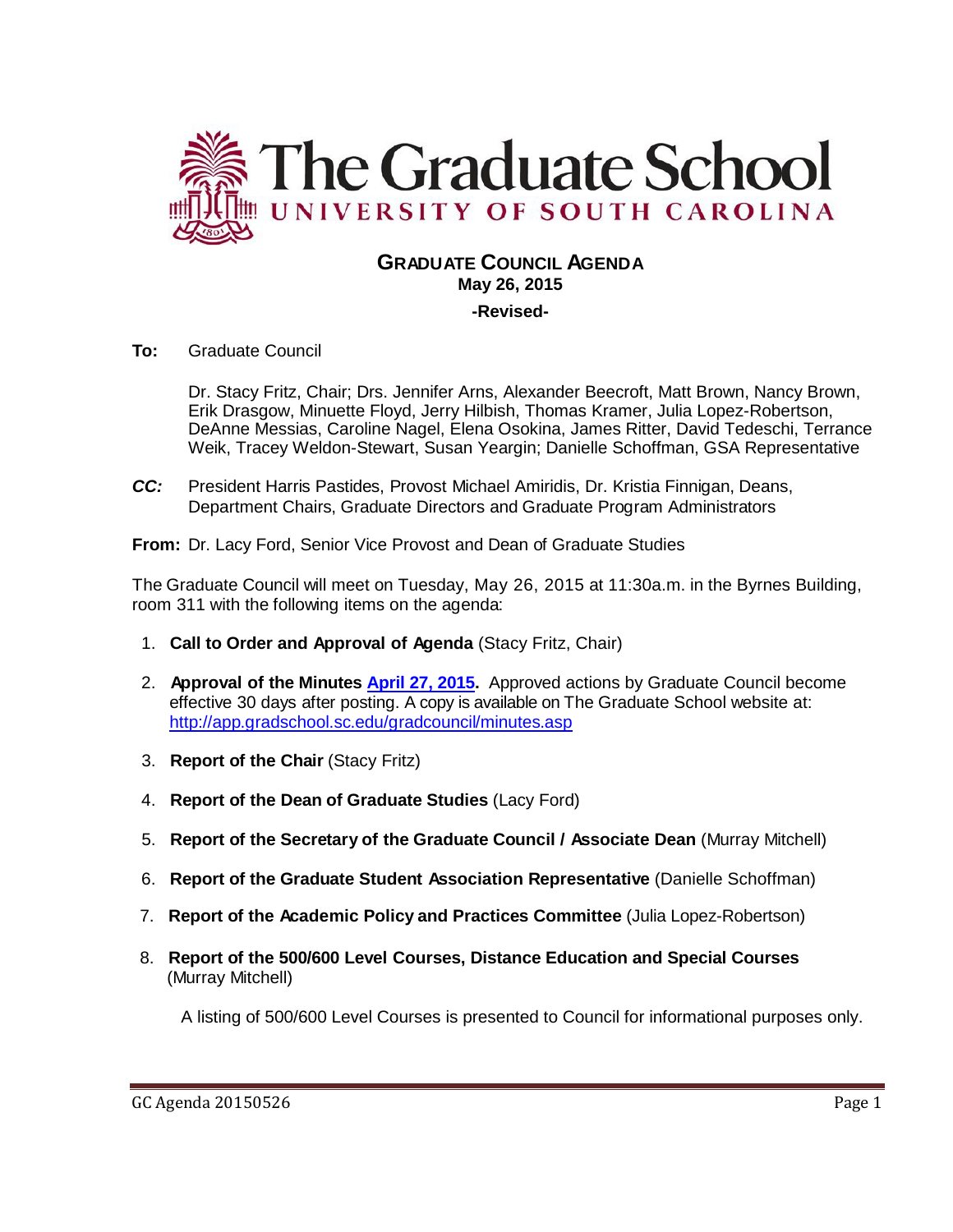# The Graduate School
## UNIVERSITY OF SOUTH CAROLINA

### GRADUATE COUNCIL AGENDA
**May 26, 2015**

**-Revised-**

**To:** Graduate Council

Dr. Stacy Fritz, Chair; Drs. Jennifer Arns, Alexander Beecroft, Matt Brown, Nancy Brown, Erik Drasgow, Minuette Floyd, Jerry Hilbish, Thomas Kramer, Julia Lopez-Robertson, DeAnne Messias, Caroline Nagel, Elena Osokina, James Ritter, David Tedeschi, Terrance Weik, Tracey Weldon-Stewart, Susan Yeargin; Danielle Schoffman, GSA Representative

***CC:*** President Harris Pastides, Provost Michael Amiridis, Dr. Kristia Finnigan, Deans, Department Chairs, Graduate Directors and Graduate Program Administrators

**From:** Dr. Lacy Ford, Senior Vice Provost and Dean of Graduate Studies

The Graduate Council will meet on Tuesday, May 26, 2015 at 11:30a.m. in the Byrnes Building, room 311 with the following items on the agenda:

1. **Call to Order and Approval of Agenda** (Stacy Fritz, Chair)
2. **Approval of the Minutes [April 27, 2015](http://app.gradschool.sc.edu/gradcouncil/minutes.asp).** Approved actions by Graduate Council become effective 30 days after posting. A copy is available on The Graduate School website at: http://app.gradschool.sc.edu/gradcouncil/minutes.asp
3. **Report of the Chair** (Stacy Fritz)
4. **Report of the Dean of Graduate Studies** (Lacy Ford)
5. **Report of the Secretary of the Graduate Council / Associate Dean** (Murray Mitchell)
6. **Report of the Graduate Student Association Representative** (Danielle Schoffman)
7. **Report of the Academic Policy and Practices Committee** (Julia Lopez-Robertson)
8. **Report of the 500/600 Level Courses, Distance Education and Special Courses** (Murray Mitchell)

   A listing of 500/600 Level Courses is presented to Council for informational purposes only.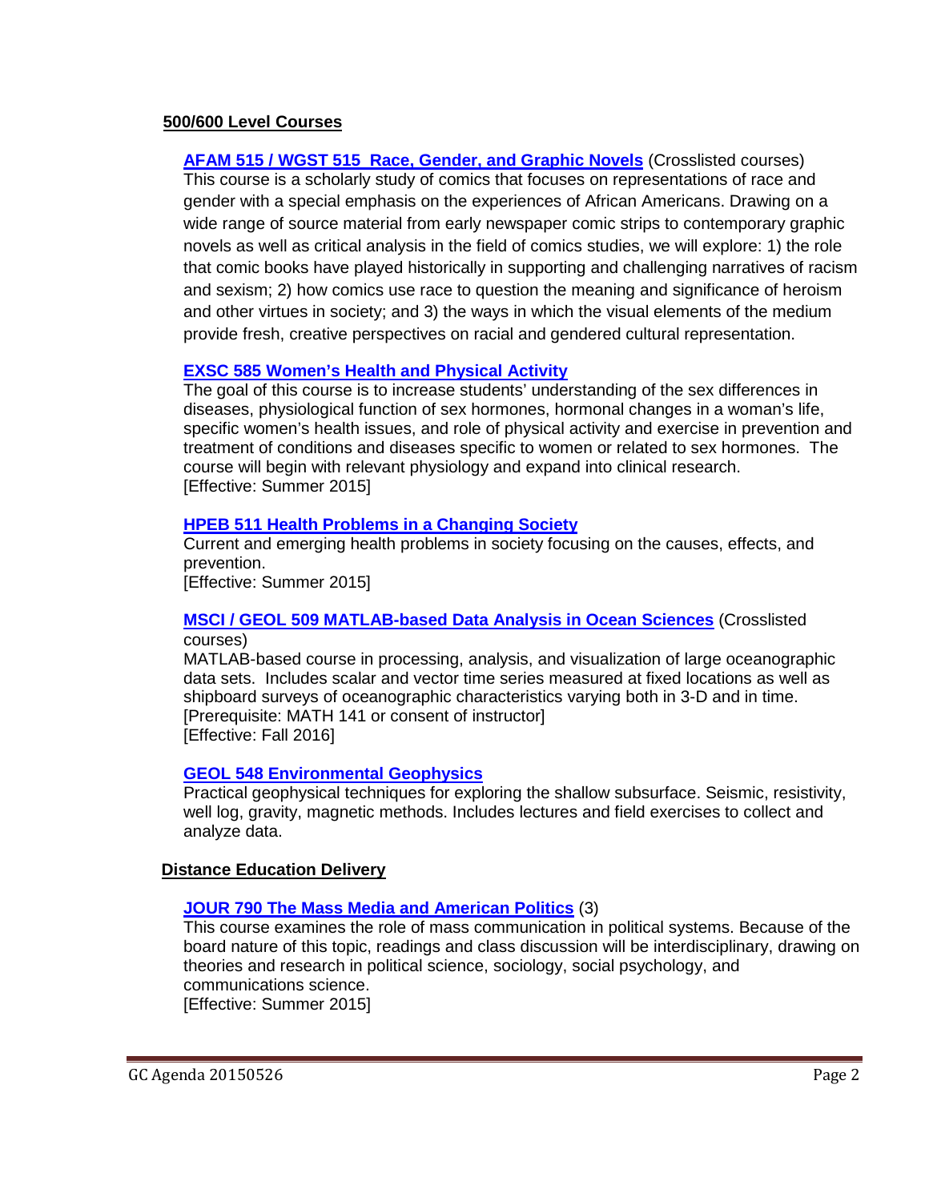## 500/600 Level Courses

**AFAM 515 / WGST 515 Race, Gender, and Graphic Novels** (Crosslisted courses)
This course is a scholarly study of comics that focuses on representations of race and gender with a special emphasis on the experiences of African Americans. Drawing on a wide range of source material from early newspaper comic strips to contemporary graphic novels as well as critical analysis in the field of comics studies, we will explore: 1) the role that comic books have played historically in supporting and challenging narratives of racism and sexism; 2) how comics use race to question the meaning and significance of heroism and other virtues in society; and 3) the ways in which the visual elements of the medium provide fresh, creative perspectives on racial and gendered cultural representation.

**EXSC 585 Women's Health and Physical Activity**
The goal of this course is to increase students' understanding of the sex differences in diseases, physiological function of sex hormones, hormonal changes in a woman's life, specific women's health issues, and role of physical activity and exercise in prevention and treatment of conditions and diseases specific to women or related to sex hormones. The course will begin with relevant physiology and expand into clinical research.
[Effective: Summer 2015]

**HPEB 511 Health Problems in a Changing Society**
Current and emerging health problems in society focusing on the causes, effects, and prevention.
[Effective: Summer 2015]

**MSCI / GEOL 509 MATLAB-based Data Analysis in Ocean Sciences** (Crosslisted courses)
MATLAB-based course in processing, analysis, and visualization of large oceanographic data sets. Includes scalar and vector time series measured at fixed locations as well as shipboard surveys of oceanographic characteristics varying both in 3-D and in time.
[Prerequisite: MATH 141 or consent of instructor]
[Effective: Fall 2016]

**GEOL 548 Environmental Geophysics**
Practical geophysical techniques for exploring the shallow subsurface. Seismic, resistivity, well log, gravity, magnetic methods. Includes lectures and field exercises to collect and analyze data.

## Distance Education Delivery

**JOUR 790 The Mass Media and American Politics** (3)
This course examines the role of mass communication in political systems. Because of the board nature of this topic, readings and class discussion will be interdisciplinary, drawing on theories and research in political science, sociology, social psychology, and communications science.
[Effective: Summer 2015]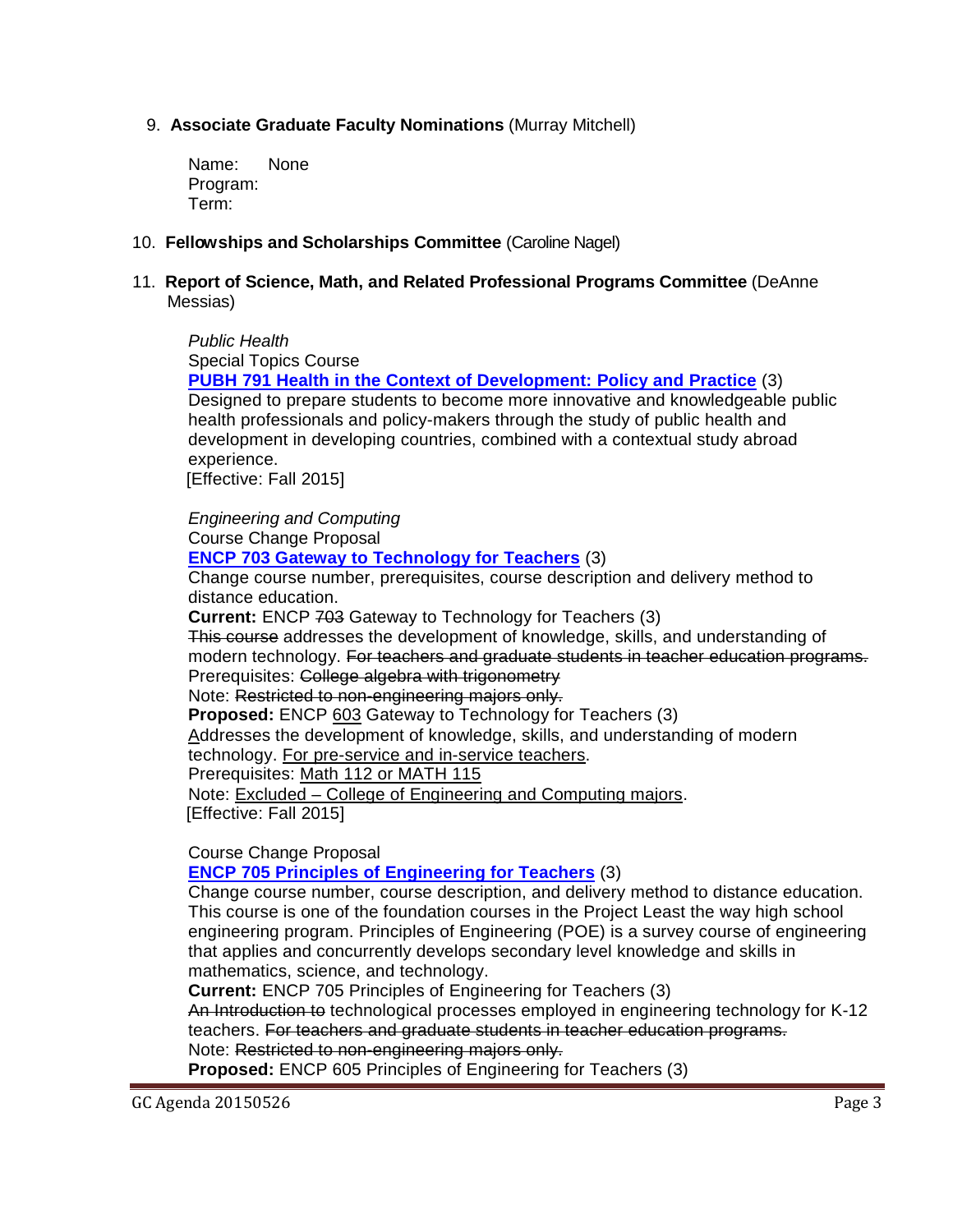9. **Associate Graduate Faculty Nominations** (Murray Mitchell)

   Name: None
   Program:
   Term:

10. **Fellowships and Scholarships Committee** (Caroline Nagel)

11. **Report of Science, Math, and Related Professional Programs Committee** (DeAnne Messias)

   *Public Health*
   Special Topics Course
   **PUBH 791 Health in the Context of Development: Policy and Practice** (3)
   Designed to prepare students to become more innovative and knowledgeable public health professionals and policy-makers through the study of public health and development in developing countries, combined with a contextual study abroad experience.
   [Effective: Fall 2015]

   *Engineering and Computing*
   Course Change Proposal
   **ENCP 703 Gateway to Technology for Teachers** (3)
   Change course number, prerequisites, course description and delivery method to distance education.
   **Current:** ENCP ~~703~~ Gateway to Technology for Teachers (3)
   ~~This course~~ addresses the development of knowledge, skills, and understanding of modern technology. ~~For teachers and graduate students in teacher education programs.~~
   Prerequisites: ~~College algebra with trigonometry~~
   Note: ~~Restricted to non-engineering majors only.~~
   **Proposed:** ENCP <u>603</u> Gateway to Technology for Teachers (3)
   <u>A</u>ddresses the development of knowledge, skills, and understanding of modern technology. <u>For pre-service and in-service teachers</u>.
   Prerequisites: <u>Math 112 or MATH 115</u>
   Note: <u>Excluded – College of Engineering and Computing majors</u>.
   [Effective: Fall 2015]

   Course Change Proposal
   **ENCP 705 Principles of Engineering for Teachers** (3)
   Change course number, course description, and delivery method to distance education. This course is one of the foundation courses in the Project Least the way high school engineering program. Principles of Engineering (POE) is a survey course of engineering that applies and concurrently develops secondary level knowledge and skills in mathematics, science, and technology.
   **Current:** ENCP 705 Principles of Engineering for Teachers (3)
   ~~An Introduction to~~ technological processes employed in engineering technology for K-12 teachers. ~~For teachers and graduate students in teacher education programs.~~
   Note: ~~Restricted to non-engineering majors only.~~
   **Proposed:** ENCP 605 Principles of Engineering for Teachers (3)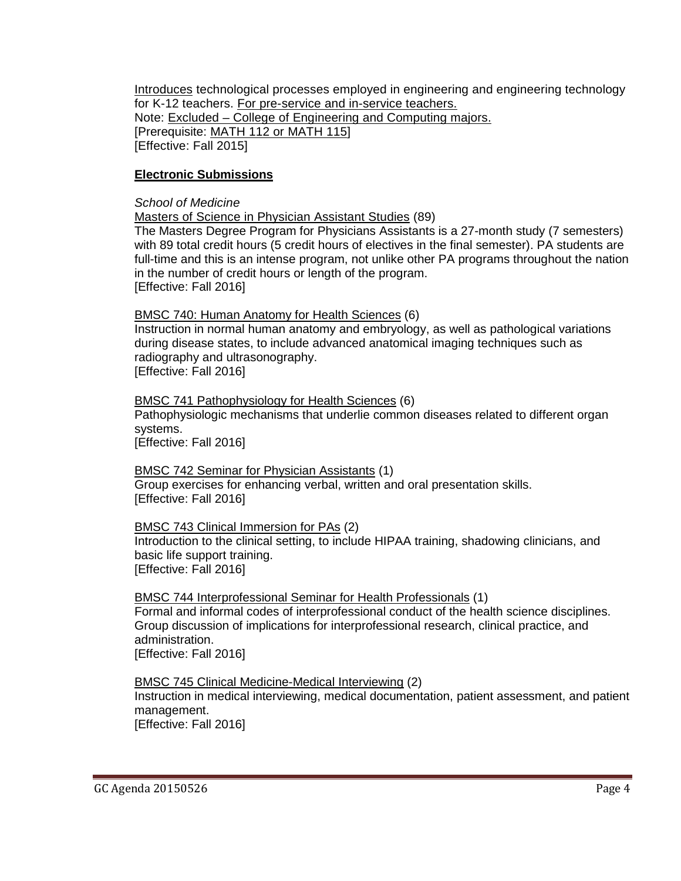Introduces technological processes employed in engineering and engineering technology for K-12 teachers. For pre-service and in-service teachers.
Note: Excluded – College of Engineering and Computing majors.
[Prerequisite: MATH 112 or MATH 115]
[Effective: Fall 2015]

**Electronic Submissions**

*School of Medicine*

Masters of Science in Physician Assistant Studies (89)
The Masters Degree Program for Physicians Assistants is a 27-month study (7 semesters) with 89 total credit hours (5 credit hours of electives in the final semester). PA students are full-time and this is an intense program, not unlike other PA programs throughout the nation in the number of credit hours or length of the program.
[Effective: Fall 2016]

BMSC 740: Human Anatomy for Health Sciences (6)
Instruction in normal human anatomy and embryology, as well as pathological variations during disease states, to include advanced anatomical imaging techniques such as radiography and ultrasonography.
[Effective: Fall 2016]

BMSC 741 Pathophysiology for Health Sciences (6)
Pathophysiologic mechanisms that underlie common diseases related to different organ systems.
[Effective: Fall 2016]

BMSC 742 Seminar for Physician Assistants (1)
Group exercises for enhancing verbal, written and oral presentation skills.
[Effective: Fall 2016]

BMSC 743 Clinical Immersion for PAs (2)
Introduction to the clinical setting, to include HIPAA training, shadowing clinicians, and basic life support training.
[Effective: Fall 2016]

BMSC 744 Interprofessional Seminar for Health Professionals (1)
Formal and informal codes of interprofessional conduct of the health science disciplines. Group discussion of implications for interprofessional research, clinical practice, and administration.
[Effective: Fall 2016]

BMSC 745 Clinical Medicine-Medical Interviewing (2)
Instruction in medical interviewing, medical documentation, patient assessment, and patient management.
[Effective: Fall 2016]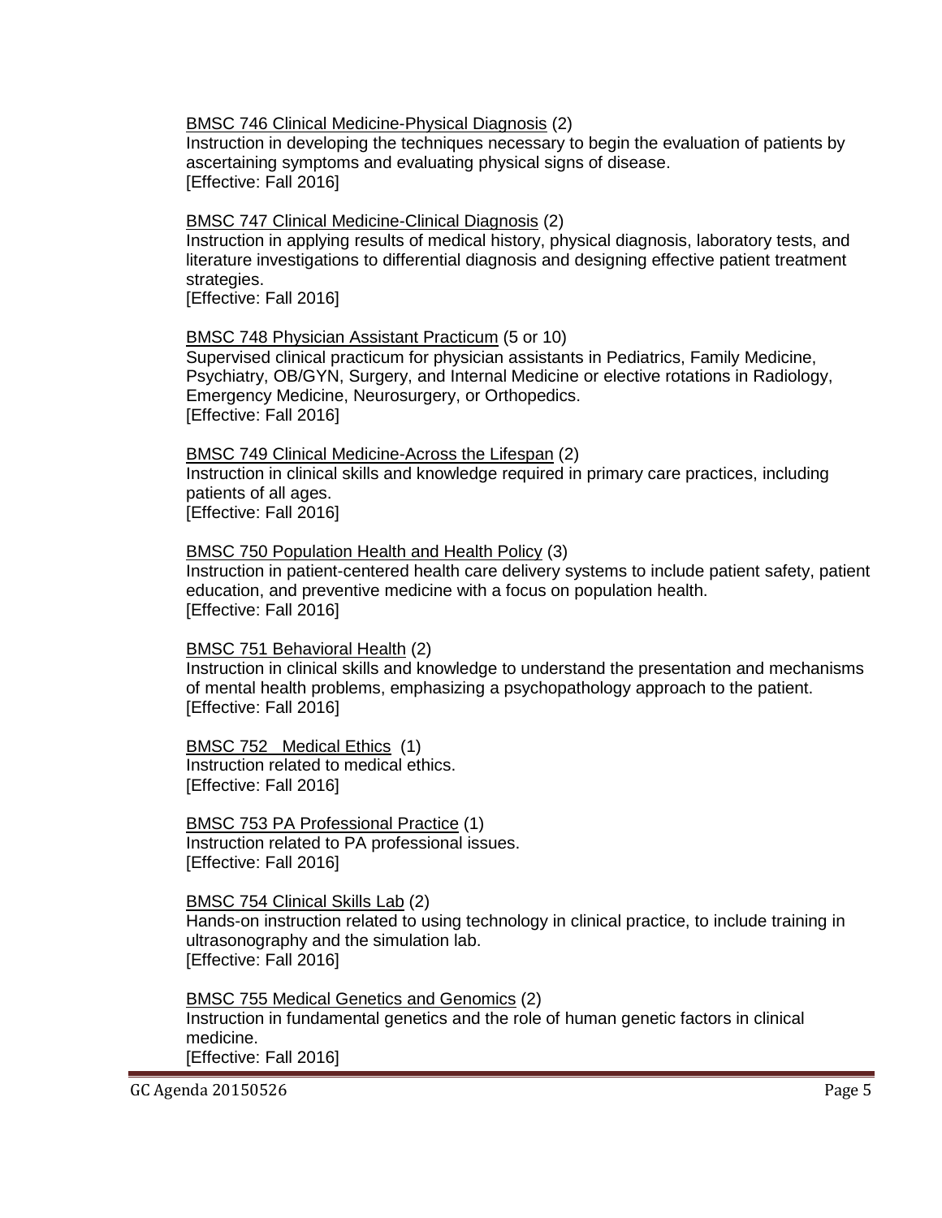BMSC 746 Clinical Medicine-Physical Diagnosis (2)
Instruction in developing the techniques necessary to begin the evaluation of patients by ascertaining symptoms and evaluating physical signs of disease.
[Effective: Fall 2016]

BMSC 747 Clinical Medicine-Clinical Diagnosis (2)
Instruction in applying results of medical history, physical diagnosis, laboratory tests, and literature investigations to differential diagnosis and designing effective patient treatment strategies.
[Effective: Fall 2016]

BMSC 748 Physician Assistant Practicum (5 or 10)
Supervised clinical practicum for physician assistants in Pediatrics, Family Medicine, Psychiatry, OB/GYN, Surgery, and Internal Medicine or elective rotations in Radiology, Emergency Medicine, Neurosurgery, or Orthopedics.
[Effective: Fall 2016]

BMSC 749 Clinical Medicine-Across the Lifespan (2)
Instruction in clinical skills and knowledge required in primary care practices, including patients of all ages.
[Effective: Fall 2016]

BMSC 750 Population Health and Health Policy (3)
Instruction in patient-centered health care delivery systems to include patient safety, patient education, and preventive medicine with a focus on population health.
[Effective: Fall 2016]

BMSC 751 Behavioral Health (2)
Instruction in clinical skills and knowledge to understand the presentation and mechanisms of mental health problems, emphasizing a psychopathology approach to the patient.
[Effective: Fall 2016]

BMSC 752 Medical Ethics (1)
Instruction related to medical ethics.
[Effective: Fall 2016]

BMSC 753 PA Professional Practice (1)
Instruction related to PA professional issues.
[Effective: Fall 2016]

BMSC 754 Clinical Skills Lab (2)
Hands-on instruction related to using technology in clinical practice, to include training in ultrasonography and the simulation lab.
[Effective: Fall 2016]

BMSC 755 Medical Genetics and Genomics (2)
Instruction in fundamental genetics and the role of human genetic factors in clinical medicine.
[Effective: Fall 2016]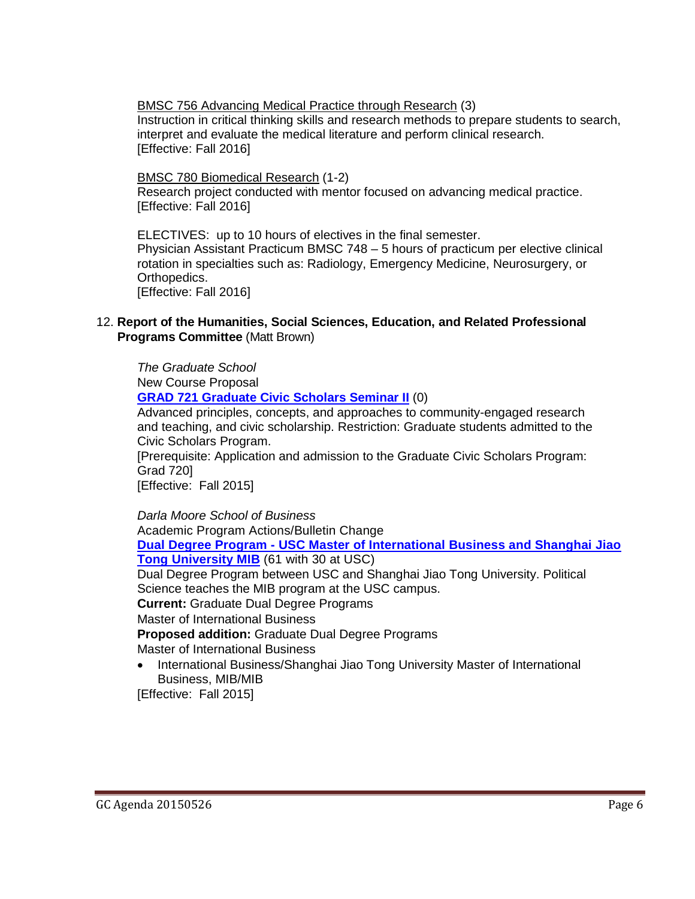BMSC 756 Advancing Medical Practice through Research (3)
Instruction in critical thinking skills and research methods to prepare students to search, interpret and evaluate the medical literature and perform clinical research.
[Effective: Fall 2016]

BMSC 780 Biomedical Research (1-2)
Research project conducted with mentor focused on advancing medical practice.
[Effective: Fall 2016]

ELECTIVES: up to 10 hours of electives in the final semester.
Physician Assistant Practicum BMSC 748 – 5 hours of practicum per elective clinical rotation in specialties such as: Radiology, Emergency Medicine, Neurosurgery, or Orthopedics.
[Effective: Fall 2016]

12. **Report of the Humanities, Social Sciences, Education, and Related Professional Programs Committee** (Matt Brown)

*The Graduate School*
New Course Proposal
**GRAD 721 Graduate Civic Scholars Seminar II** (0)
Advanced principles, concepts, and approaches to community-engaged research and teaching, and civic scholarship. Restriction: Graduate students admitted to the Civic Scholars Program.
[Prerequisite: Application and admission to the Graduate Civic Scholars Program: Grad 720]
[Effective: Fall 2015]

*Darla Moore School of Business*
Academic Program Actions/Bulletin Change
**Dual Degree Program - USC Master of International Business and Shanghai Jiao Tong University MIB** (61 with 30 at USC)
Dual Degree Program between USC and Shanghai Jiao Tong University. Political Science teaches the MIB program at the USC campus.
**Current:** Graduate Dual Degree Programs
Master of International Business
**Proposed addition:** Graduate Dual Degree Programs
Master of International Business

- International Business/Shanghai Jiao Tong University Master of International Business, MIB/MIB

[Effective: Fall 2015]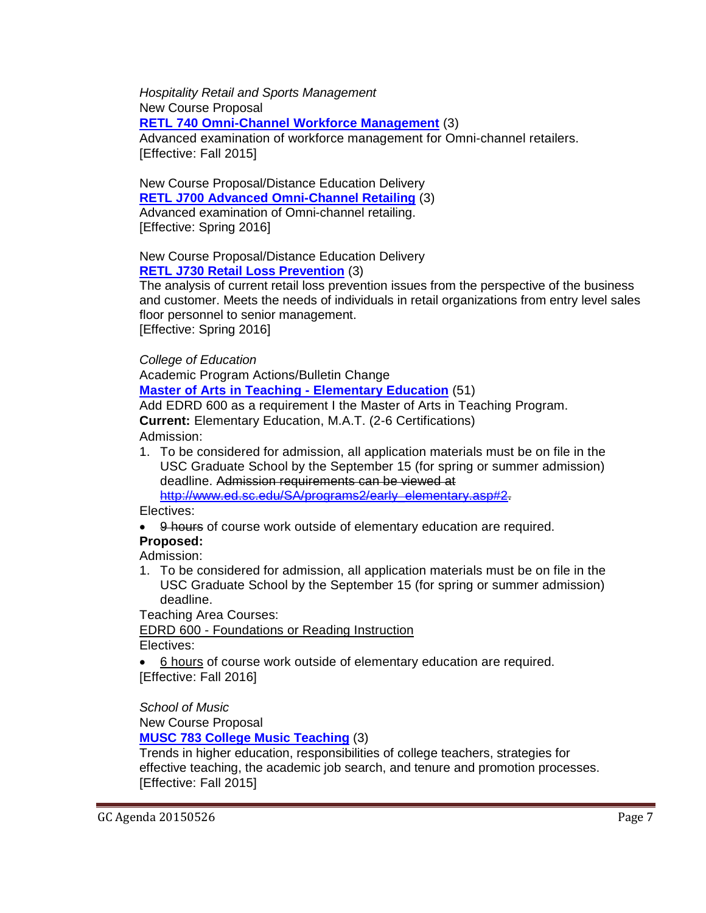*Hospitality Retail and Sports Management*

New Course Proposal

**RETL 740 Omni-Channel Workforce Management** (3)

Advanced examination of workforce management for Omni-channel retailers.

[Effective: Fall 2015]

New Course Proposal/Distance Education Delivery

**RETL J700 Advanced Omni-Channel Retailing** (3)

Advanced examination of Omni-channel retailing.

[Effective: Spring 2016]

New Course Proposal/Distance Education Delivery

**RETL J730 Retail Loss Prevention** (3)

The analysis of current retail loss prevention issues from the perspective of the business and customer. Meets the needs of individuals in retail organizations from entry level sales floor personnel to senior management.

[Effective: Spring 2016]

*College of Education*

Academic Program Actions/Bulletin Change

**Master of Arts in Teaching - Elementary Education** (51)

Add EDRD 600 as a requirement I the Master of Arts in Teaching Program.

**Current:** Elementary Education, M.A.T. (2-6 Certifications)

Admission:

1. To be considered for admission, all application materials must be on file in the USC Graduate School by the September 15 (for spring or summer admission) deadline. ~~Admission requirements can be viewed at http://www.ed.sc.edu/SA/programs2/early_elementary.asp#2.~~

Electives:

- ~~9 hours~~ of course work outside of elementary education are required.

**Proposed:**

Admission:

1. To be considered for admission, all application materials must be on file in the USC Graduate School by the September 15 (for spring or summer admission) deadline.

Teaching Area Courses:

<u>EDRD 600 - Foundations or Reading Instruction</u>

Electives:

- <u>6 hours</u> of course work outside of elementary education are required.

[Effective: Fall 2016]

*School of Music*

New Course Proposal

**MUSC 783 College Music Teaching** (3)

Trends in higher education, responsibilities of college teachers, strategies for effective teaching, the academic job search, and tenure and promotion processes.

[Effective: Fall 2015]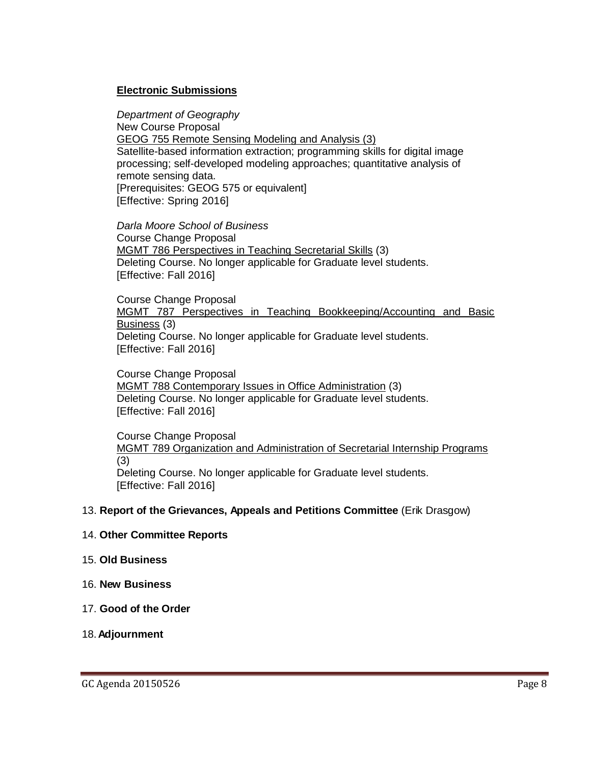**Electronic Submissions**

*Department of Geography*
New Course Proposal
GEOG 755 Remote Sensing Modeling and Analysis (3)
Satellite-based information extraction; programming skills for digital image processing; self-developed modeling approaches; quantitative analysis of remote sensing data.
[Prerequisites: GEOG 575 or equivalent]
[Effective: Spring 2016]

*Darla Moore School of Business*
Course Change Proposal
MGMT 786 Perspectives in Teaching Secretarial Skills (3)
Deleting Course. No longer applicable for Graduate level students.
[Effective: Fall 2016]

Course Change Proposal
MGMT 787 Perspectives in Teaching Bookkeeping/Accounting and Basic Business (3)
Deleting Course. No longer applicable for Graduate level students.
[Effective: Fall 2016]

Course Change Proposal
MGMT 788 Contemporary Issues in Office Administration (3)
Deleting Course. No longer applicable for Graduate level students.
[Effective: Fall 2016]

Course Change Proposal
MGMT 789 Organization and Administration of Secretarial Internship Programs (3)
Deleting Course. No longer applicable for Graduate level students.
[Effective: Fall 2016]

13. **Report of the Grievances, Appeals and Petitions Committee** (Erik Drasgow)

14. **Other Committee Reports**

15. **Old Business**

16. **New Business**

17. **Good of the Order**

18. **Adjournment**